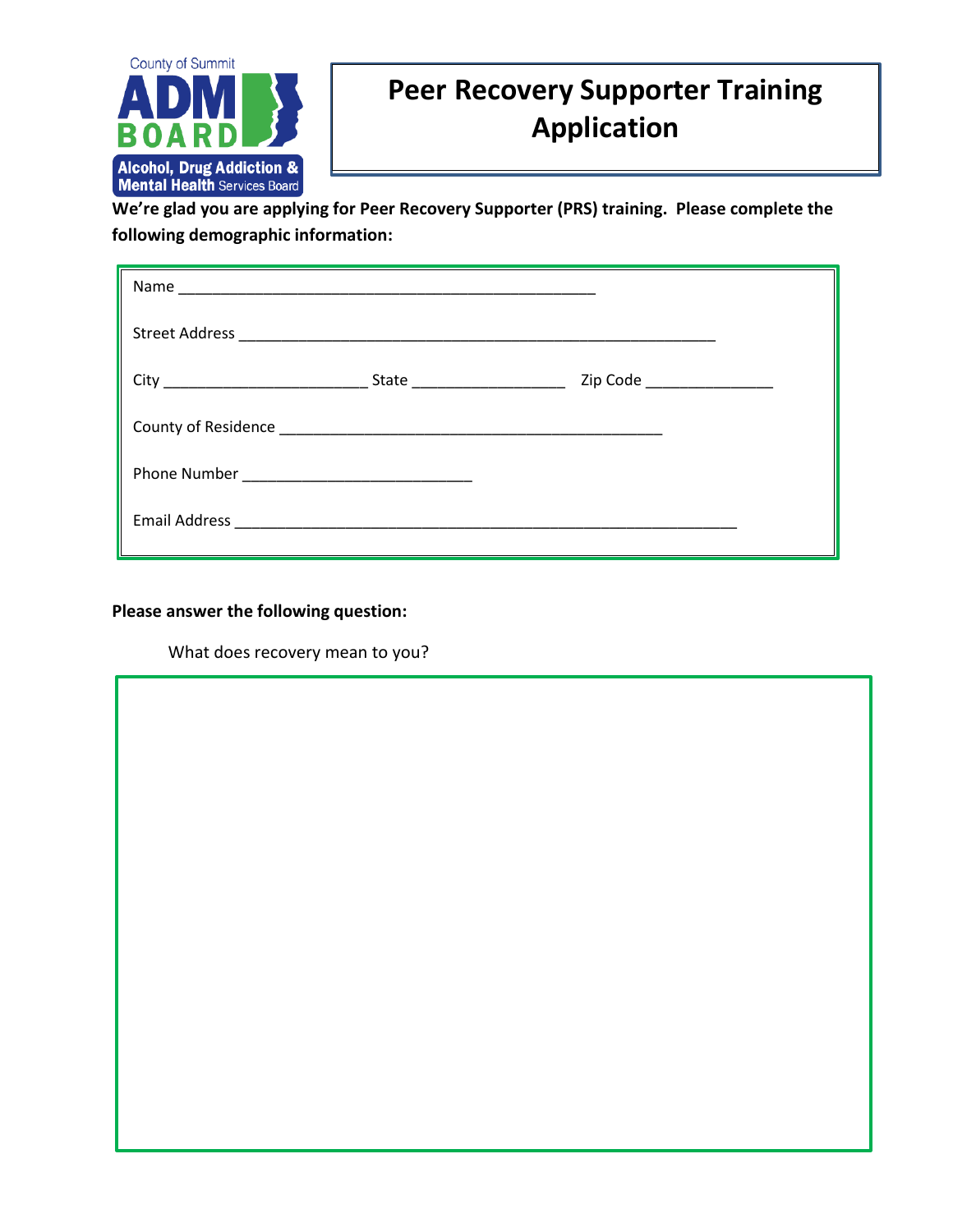County of Summit
ADM BOARD
Alcohol, Drug Addiction & Mental Health Services Board

# Peer Recovery Supporter Training Application

**We're glad you are applying for Peer Recovery Supporter (PRS) training. Please complete the following demographic information:**

Name ______________________________________________

Street Address ____________________________________________________

City ______________________ State ________________ Zip Code ______________

County of Residence __________________________________________

Phone Number _________________________

Email Address ______________________________________________________

**Please answer the following question:**

What does recovery mean to you?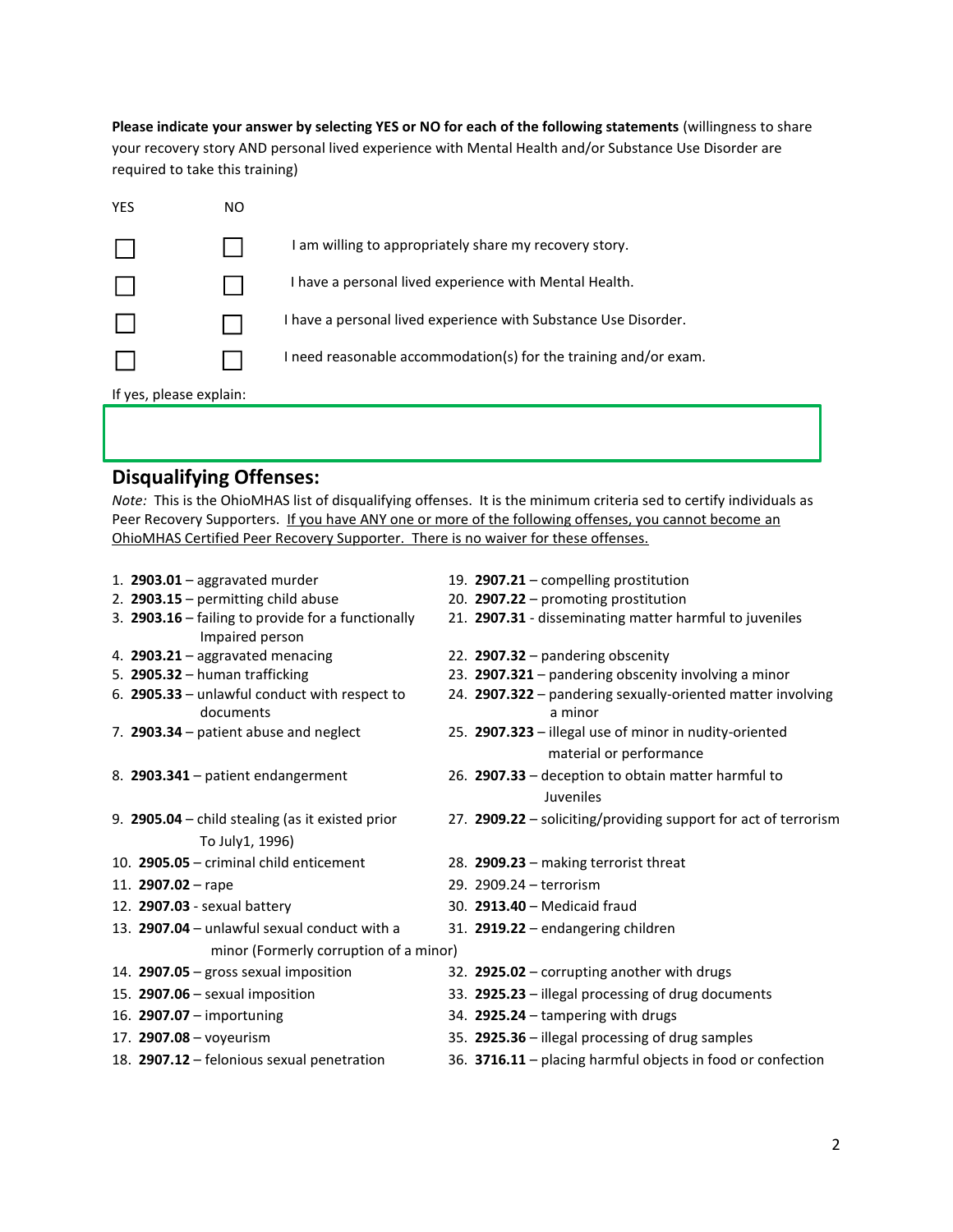**Please indicate your answer by selecting YES or NO for each of the following statements** (willingness to share your recovery story AND personal lived experience with Mental Health and/or Substance Use Disorder are required to take this training)

| YES | NO | |
|---|---|---|
| ☐ | ☐ | I am willing to appropriately share my recovery story. |
| ☐ | ☐ | I have a personal lived experience with Mental Health. |
| ☐ | ☐ | I have a personal lived experience with Substance Use Disorder. |
| ☐ | ☐ | I need reasonable accommodation(s) for the training and/or exam. |

If yes, please explain:

## Disqualifying Offenses:

*Note:* This is the OhioMHAS list of disqualifying offenses. It is the minimum criteria sed to certify individuals as Peer Recovery Supporters. If you have ANY one or more of the following offenses, you cannot become an OhioMHAS Certified Peer Recovery Supporter. There is no waiver for these offenses.

1. **2903.01** – aggravated murder
2. **2903.15** – permitting child abuse
3. **2903.16** – failing to provide for a functionally Impaired person
4. **2903.21** – aggravated menacing
5. **2905.32** – human trafficking
6. **2905.33** – unlawful conduct with respect to documents
7. **2903.34** – patient abuse and neglect
8. **2903.341** – patient endangerment
9. **2905.04** – child stealing (as it existed prior To July1, 1996)
10. **2905.05** – criminal child enticement
11. **2907.02** – rape
12. **2907.03** - sexual battery
13. **2907.04** – unlawful sexual conduct with a minor (Formerly corruption of a minor)
14. **2907.05** – gross sexual imposition
15. **2907.06** – sexual imposition
16. **2907.07** – importuning
17. **2907.08** – voyeurism
18. **2907.12** – felonious sexual penetration
19. **2907.21** – compelling prostitution
20. **2907.22** – promoting prostitution
21. **2907.31** - disseminating matter harmful to juveniles
22. **2907.32** – pandering obscenity
23. **2907.321** – pandering obscenity involving a minor
24. **2907.322** – pandering sexually-oriented matter involving a minor
25. **2907.323** – illegal use of minor in nudity-oriented material or performance
26. **2907.33** – deception to obtain matter harmful to Juveniles
27. **2909.22** – soliciting/providing support for act of terrorism
28. **2909.23** – making terrorist threat
29. 2909.24 – terrorism
30. **2913.40** – Medicaid fraud
31. **2919.22** – endangering children
32. **2925.02** – corrupting another with drugs
33. **2925.23** – illegal processing of drug documents
34. **2925.24** – tampering with drugs
35. **2925.36** – illegal processing of drug samples
36. **3716.11** – placing harmful objects in food or confection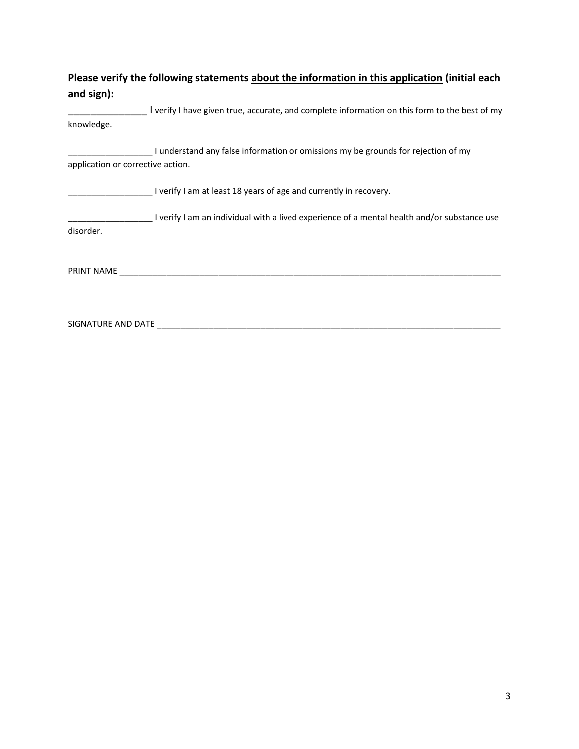**Please verify the following statements about the information in this application (initial each and sign):**

________________ I verify I have given true, accurate, and complete information on this form to the best of my knowledge.

__________________ I understand any false information or omissions my be grounds for rejection of my application or corrective action.

__________________ I verify I am at least 18 years of age and currently in recovery.

__________________ I verify I am an individual with a lived experience of a mental health and/or substance use disorder.

PRINT NAME ________________________________________________________________________________

SIGNATURE AND DATE __________________________________________________________________________